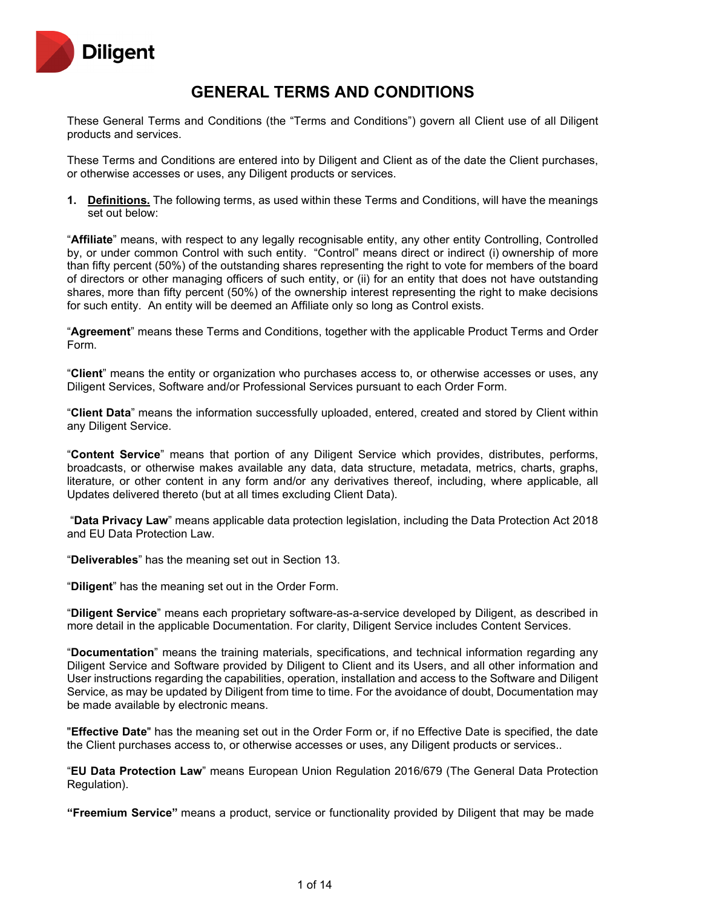Diligent

# GENERAL TERMS AND CONDITIONS

These General Terms and Conditions (the "Terms and Conditions") govern all Client use of all Diligent products and services.

These Terms and Conditions are entered into by Diligent and Client as of the date the Client purchases, or otherwise accesses or uses, any Diligent products or services.

1. **Definitions.** The following terms, as used within these Terms and Conditions, will have the meanings set out below:

"**Affiliate**" means, with respect to any legally recognisable entity, any other entity Controlling, Controlled by, or under common Control with such entity. "Control" means direct or indirect (i) ownership of more than fifty percent (50%) of the outstanding shares representing the right to vote for members of the board of directors or other managing officers of such entity, or (ii) for an entity that does not have outstanding shares, more than fifty percent (50%) of the ownership interest representing the right to make decisions for such entity. An entity will be deemed an Affiliate only so long as Control exists.

"**Agreement**" means these Terms and Conditions, together with the applicable Product Terms and Order Form.

"**Client**" means the entity or organization who purchases access to, or otherwise accesses or uses, any Diligent Services, Software and/or Professional Services pursuant to each Order Form.

"**Client Data**" means the information successfully uploaded, entered, created and stored by Client within any Diligent Service.

"**Content Service**" means that portion of any Diligent Service which provides, distributes, performs, broadcasts, or otherwise makes available any data, data structure, metadata, metrics, charts, graphs, literature, or other content in any form and/or any derivatives thereof, including, where applicable, all Updates delivered thereto (but at all times excluding Client Data).

"**Data Privacy Law**" means applicable data protection legislation, including the Data Protection Act 2018 and EU Data Protection Law.

"**Deliverables**" has the meaning set out in Section 13.

"**Diligent**" has the meaning set out in the Order Form.

"**Diligent Service**" means each proprietary software-as-a-service developed by Diligent, as described in more detail in the applicable Documentation. For clarity, Diligent Service includes Content Services.

"**Documentation**" means the training materials, specifications, and technical information regarding any Diligent Service and Software provided by Diligent to Client and its Users, and all other information and User instructions regarding the capabilities, operation, installation and access to the Software and Diligent Service, as may be updated by Diligent from time to time. For the avoidance of doubt, Documentation may be made available by electronic means.

"**Effective Date**" has the meaning set out in the Order Form or, if no Effective Date is specified, the date the Client purchases access to, or otherwise accesses or uses, any Diligent products or services..

"**EU Data Protection Law**" means European Union Regulation 2016/679 (The General Data Protection Regulation).

**"Freemium Service"** means a product, service or functionality provided by Diligent that may be made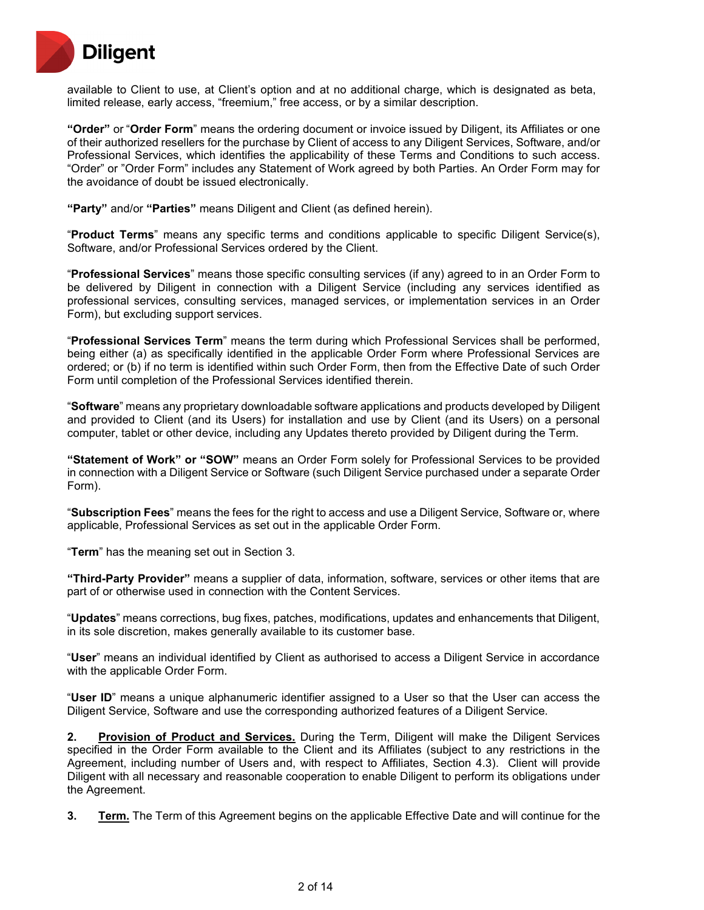available to Client to use, at Client's option and at no additional charge, which is designated as beta, limited release, early access, "freemium," free access, or by a similar description.

**"Order"** or "**Order Form**" means the ordering document or invoice issued by Diligent, its Affiliates or one of their authorized resellers for the purchase by Client of access to any Diligent Services, Software, and/or Professional Services, which identifies the applicability of these Terms and Conditions to such access. "Order" or "Order Form" includes any Statement of Work agreed by both Parties. An Order Form may for the avoidance of doubt be issued electronically.

**"Party"** and/or **"Parties"** means Diligent and Client (as defined herein).

"**Product Terms**" means any specific terms and conditions applicable to specific Diligent Service(s), Software, and/or Professional Services ordered by the Client.

"**Professional Services**" means those specific consulting services (if any) agreed to in an Order Form to be delivered by Diligent in connection with a Diligent Service (including any services identified as professional services, consulting services, managed services, or implementation services in an Order Form), but excluding support services.

"**Professional Services Term**" means the term during which Professional Services shall be performed, being either (a) as specifically identified in the applicable Order Form where Professional Services are ordered; or (b) if no term is identified within such Order Form, then from the Effective Date of such Order Form until completion of the Professional Services identified therein.

"**Software**" means any proprietary downloadable software applications and products developed by Diligent and provided to Client (and its Users) for installation and use by Client (and its Users) on a personal computer, tablet or other device, including any Updates thereto provided by Diligent during the Term.

**"Statement of Work" or "SOW"** means an Order Form solely for Professional Services to be provided in connection with a Diligent Service or Software (such Diligent Service purchased under a separate Order Form).

"**Subscription Fees**" means the fees for the right to access and use a Diligent Service, Software or, where applicable, Professional Services as set out in the applicable Order Form.

"**Term**" has the meaning set out in Section 3.

**"Third-Party Provider"** means a supplier of data, information, software, services or other items that are part of or otherwise used in connection with the Content Services.

"**Updates**" means corrections, bug fixes, patches, modifications, updates and enhancements that Diligent, in its sole discretion, makes generally available to its customer base.

"**User**" means an individual identified by Client as authorised to access a Diligent Service in accordance with the applicable Order Form.

"**User ID**" means a unique alphanumeric identifier assigned to a User so that the User can access the Diligent Service, Software and use the corresponding authorized features of a Diligent Service.

**2. Provision of Product and Services.** During the Term, Diligent will make the Diligent Services specified in the Order Form available to the Client and its Affiliates (subject to any restrictions in the Agreement, including number of Users and, with respect to Affiliates, Section 4.3). Client will provide Diligent with all necessary and reasonable cooperation to enable Diligent to perform its obligations under the Agreement.

**3. Term.** The Term of this Agreement begins on the applicable Effective Date and will continue for the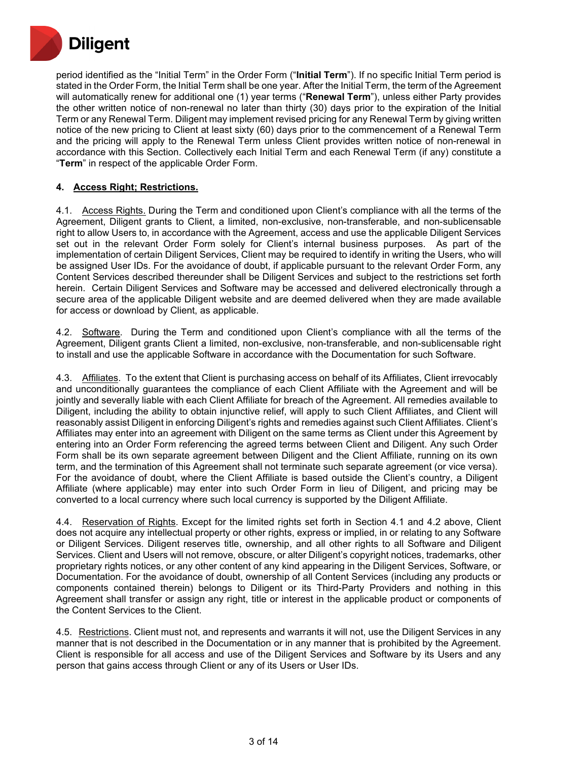period identified as the "Initial Term" in the Order Form ("**Initial Term**"). If no specific Initial Term period is stated in the Order Form, the Initial Term shall be one year. After the Initial Term, the term of the Agreement will automatically renew for additional one (1) year terms ("**Renewal Term**"), unless either Party provides the other written notice of non-renewal no later than thirty (30) days prior to the expiration of the Initial Term or any Renewal Term. Diligent may implement revised pricing for any Renewal Term by giving written notice of the new pricing to Client at least sixty (60) days prior to the commencement of a Renewal Term and the pricing will apply to the Renewal Term unless Client provides written notice of non-renewal in accordance with this Section. Collectively each Initial Term and each Renewal Term (if any) constitute a "**Term**" in respect of the applicable Order Form.

**4. Access Right; Restrictions.**

4.1. Access Rights. During the Term and conditioned upon Client's compliance with all the terms of the Agreement, Diligent grants to Client, a limited, non-exclusive, non-transferable, and non-sublicensable right to allow Users to, in accordance with the Agreement, access and use the applicable Diligent Services set out in the relevant Order Form solely for Client's internal business purposes. As part of the implementation of certain Diligent Services, Client may be required to identify in writing the Users, who will be assigned User IDs. For the avoidance of doubt, if applicable pursuant to the relevant Order Form, any Content Services described thereunder shall be Diligent Services and subject to the restrictions set forth herein. Certain Diligent Services and Software may be accessed and delivered electronically through a secure area of the applicable Diligent website and are deemed delivered when they are made available for access or download by Client, as applicable.

4.2. Software. During the Term and conditioned upon Client's compliance with all the terms of the Agreement, Diligent grants Client a limited, non-exclusive, non-transferable, and non-sublicensable right to install and use the applicable Software in accordance with the Documentation for such Software.

4.3. Affiliates. To the extent that Client is purchasing access on behalf of its Affiliates, Client irrevocably and unconditionally guarantees the compliance of each Client Affiliate with the Agreement and will be jointly and severally liable with each Client Affiliate for breach of the Agreement. All remedies available to Diligent, including the ability to obtain injunctive relief, will apply to such Client Affiliates, and Client will reasonably assist Diligent in enforcing Diligent's rights and remedies against such Client Affiliates. Client's Affiliates may enter into an agreement with Diligent on the same terms as Client under this Agreement by entering into an Order Form referencing the agreed terms between Client and Diligent. Any such Order Form shall be its own separate agreement between Diligent and the Client Affiliate, running on its own term, and the termination of this Agreement shall not terminate such separate agreement (or vice versa). For the avoidance of doubt, where the Client Affiliate is based outside the Client's country, a Diligent Affiliate (where applicable) may enter into such Order Form in lieu of Diligent, and pricing may be converted to a local currency where such local currency is supported by the Diligent Affiliate.

4.4. Reservation of Rights. Except for the limited rights set forth in Section 4.1 and 4.2 above, Client does not acquire any intellectual property or other rights, express or implied, in or relating to any Software or Diligent Services. Diligent reserves title, ownership, and all other rights to all Software and Diligent Services. Client and Users will not remove, obscure, or alter Diligent's copyright notices, trademarks, other proprietary rights notices, or any other content of any kind appearing in the Diligent Services, Software, or Documentation. For the avoidance of doubt, ownership of all Content Services (including any products or components contained therein) belongs to Diligent or its Third-Party Providers and nothing in this Agreement shall transfer or assign any right, title or interest in the applicable product or components of the Content Services to the Client.

4.5. Restrictions. Client must not, and represents and warrants it will not, use the Diligent Services in any manner that is not described in the Documentation or in any manner that is prohibited by the Agreement. Client is responsible for all access and use of the Diligent Services and Software by its Users and any person that gains access through Client or any of its Users or User IDs.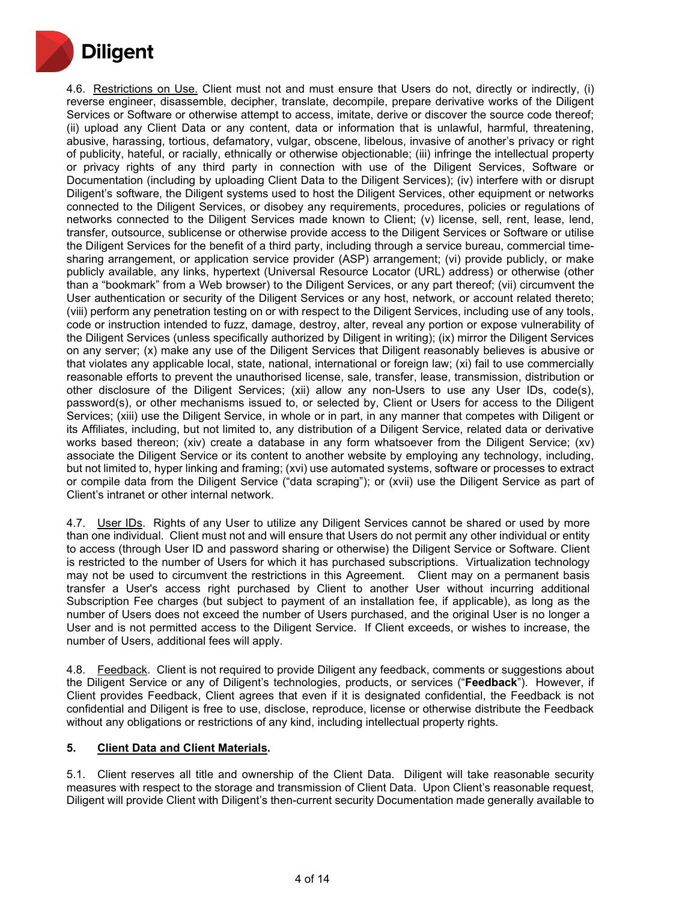4.6. Restrictions on Use. Client must not and must ensure that Users do not, directly or indirectly, (i) reverse engineer, disassemble, decipher, translate, decompile, prepare derivative works of the Diligent Services or Software or otherwise attempt to access, imitate, derive or discover the source code thereof; (ii) upload any Client Data or any content, data or information that is unlawful, harmful, threatening, abusive, harassing, tortious, defamatory, vulgar, obscene, libelous, invasive of another's privacy or right of publicity, hateful, or racially, ethnically or otherwise objectionable; (iii) infringe the intellectual property or privacy rights of any third party in connection with use of the Diligent Services, Software or Documentation (including by uploading Client Data to the Diligent Services); (iv) interfere with or disrupt Diligent's software, the Diligent systems used to host the Diligent Services, other equipment or networks connected to the Diligent Services, or disobey any requirements, procedures, policies or regulations of networks connected to the Diligent Services made known to Client; (v) license, sell, rent, lease, lend, transfer, outsource, sublicense or otherwise provide access to the Diligent Services or Software or utilise the Diligent Services for the benefit of a third party, including through a service bureau, commercial time-sharing arrangement, or application service provider (ASP) arrangement; (vi) provide publicly, or make publicly available, any links, hypertext (Universal Resource Locator (URL) address) or otherwise (other than a "bookmark" from a Web browser) to the Diligent Services, or any part thereof; (vii) circumvent the User authentication or security of the Diligent Services or any host, network, or account related thereto; (viii) perform any penetration testing on or with respect to the Diligent Services, including use of any tools, code or instruction intended to fuzz, damage, destroy, alter, reveal any portion or expose vulnerability of the Diligent Services (unless specifically authorized by Diligent in writing); (ix) mirror the Diligent Services on any server; (x) make any use of the Diligent Services that Diligent reasonably believes is abusive or that violates any applicable local, state, national, international or foreign law; (xi) fail to use commercially reasonable efforts to prevent the unauthorised license, sale, transfer, lease, transmission, distribution or other disclosure of the Diligent Services; (xii) allow any non-Users to use any User IDs, code(s), password(s), or other mechanisms issued to, or selected by, Client or Users for access to the Diligent Services; (xiii) use the Diligent Service, in whole or in part, in any manner that competes with Diligent or its Affiliates, including, but not limited to, any distribution of a Diligent Service, related data or derivative works based thereon; (xiv) create a database in any form whatsoever from the Diligent Service; (xv) associate the Diligent Service or its content to another website by employing any technology, including, but not limited to, hyper linking and framing; (xvi) use automated systems, software or processes to extract or compile data from the Diligent Service ("data scraping"); or (xvii) use the Diligent Service as part of Client's intranet or other internal network.

4.7. User IDs. Rights of any User to utilize any Diligent Services cannot be shared or used by more than one individual. Client must not and will ensure that Users do not permit any other individual or entity to access (through User ID and password sharing or otherwise) the Diligent Service or Software. Client is restricted to the number of Users for which it has purchased subscriptions. Virtualization technology may not be used to circumvent the restrictions in this Agreement. Client may on a permanent basis transfer a User's access right purchased by Client to another User without incurring additional Subscription Fee charges (but subject to payment of an installation fee, if applicable), as long as the number of Users does not exceed the number of Users purchased, and the original User is no longer a User and is not permitted access to the Diligent Service. If Client exceeds, or wishes to increase, the number of Users, additional fees will apply.

4.8. Feedback. Client is not required to provide Diligent any feedback, comments or suggestions about the Diligent Service or any of Diligent's technologies, products, or services ("**Feedback**"). However, if Client provides Feedback, Client agrees that even if it is designated confidential, the Feedback is not confidential and Diligent is free to use, disclose, reproduce, license or otherwise distribute the Feedback without any obligations or restrictions of any kind, including intellectual property rights.

## 5. Client Data and Client Materials.

5.1. Client reserves all title and ownership of the Client Data. Diligent will take reasonable security measures with respect to the storage and transmission of Client Data. Upon Client's reasonable request, Diligent will provide Client with Diligent's then-current security Documentation made generally available to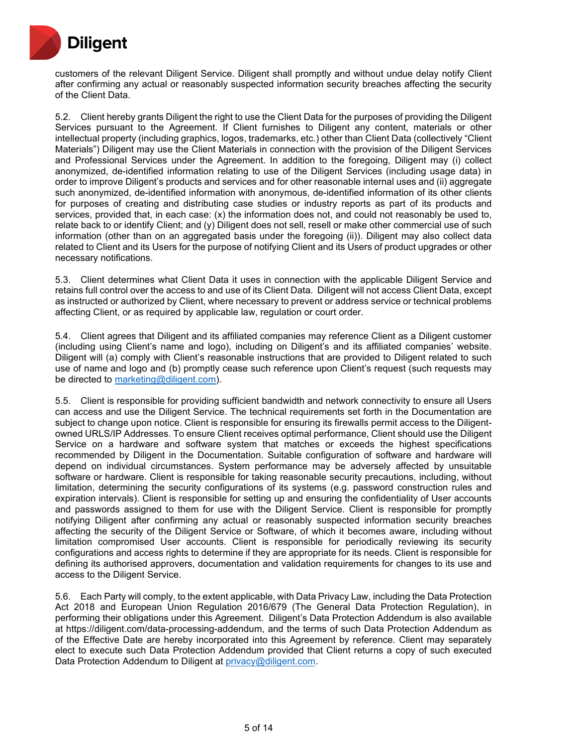customers of the relevant Diligent Service. Diligent shall promptly and without undue delay notify Client after confirming any actual or reasonably suspected information security breaches affecting the security of the Client Data.

5.2. Client hereby grants Diligent the right to use the Client Data for the purposes of providing the Diligent Services pursuant to the Agreement. If Client furnishes to Diligent any content, materials or other intellectual property (including graphics, logos, trademarks, etc.) other than Client Data (collectively "Client Materials") Diligent may use the Client Materials in connection with the provision of the Diligent Services and Professional Services under the Agreement. In addition to the foregoing, Diligent may (i) collect anonymized, de-identified information relating to use of the Diligent Services (including usage data) in order to improve Diligent's products and services and for other reasonable internal uses and (ii) aggregate such anonymized, de-identified information with anonymous, de-identified information of its other clients for purposes of creating and distributing case studies or industry reports as part of its products and services, provided that, in each case: (x) the information does not, and could not reasonably be used to, relate back to or identify Client; and (y) Diligent does not sell, resell or make other commercial use of such information (other than on an aggregated basis under the foregoing (ii)). Diligent may also collect data related to Client and its Users for the purpose of notifying Client and its Users of product upgrades or other necessary notifications.

5.3. Client determines what Client Data it uses in connection with the applicable Diligent Service and retains full control over the access to and use of its Client Data. Diligent will not access Client Data, except as instructed or authorized by Client, where necessary to prevent or address service or technical problems affecting Client, or as required by applicable law, regulation or court order.

5.4. Client agrees that Diligent and its affiliated companies may reference Client as a Diligent customer (including using Client's name and logo), including on Diligent's and its affiliated companies' website. Diligent will (a) comply with Client's reasonable instructions that are provided to Diligent related to such use of name and logo and (b) promptly cease such reference upon Client's request (such requests may be directed to marketing@diligent.com).

5.5. Client is responsible for providing sufficient bandwidth and network connectivity to ensure all Users can access and use the Diligent Service. The technical requirements set forth in the Documentation are subject to change upon notice. Client is responsible for ensuring its firewalls permit access to the Diligent-owned URLS/IP Addresses. To ensure Client receives optimal performance, Client should use the Diligent Service on a hardware and software system that matches or exceeds the highest specifications recommended by Diligent in the Documentation. Suitable configuration of software and hardware will depend on individual circumstances. System performance may be adversely affected by unsuitable software or hardware. Client is responsible for taking reasonable security precautions, including, without limitation, determining the security configurations of its systems (e.g. password construction rules and expiration intervals). Client is responsible for setting up and ensuring the confidentiality of User accounts and passwords assigned to them for use with the Diligent Service. Client is responsible for promptly notifying Diligent after confirming any actual or reasonably suspected information security breaches affecting the security of the Diligent Service or Software, of which it becomes aware, including without limitation compromised User accounts. Client is responsible for periodically reviewing its security configurations and access rights to determine if they are appropriate for its needs. Client is responsible for defining its authorised approvers, documentation and validation requirements for changes to its use and access to the Diligent Service.

5.6. Each Party will comply, to the extent applicable, with Data Privacy Law, including the Data Protection Act 2018 and European Union Regulation 2016/679 (The General Data Protection Regulation), in performing their obligations under this Agreement. Diligent's Data Protection Addendum is also available at https://diligent.com/data-processing-addendum, and the terms of such Data Protection Addendum as of the Effective Date are hereby incorporated into this Agreement by reference. Client may separately elect to execute such Data Protection Addendum provided that Client returns a copy of such executed Data Protection Addendum to Diligent at privacy@diligent.com.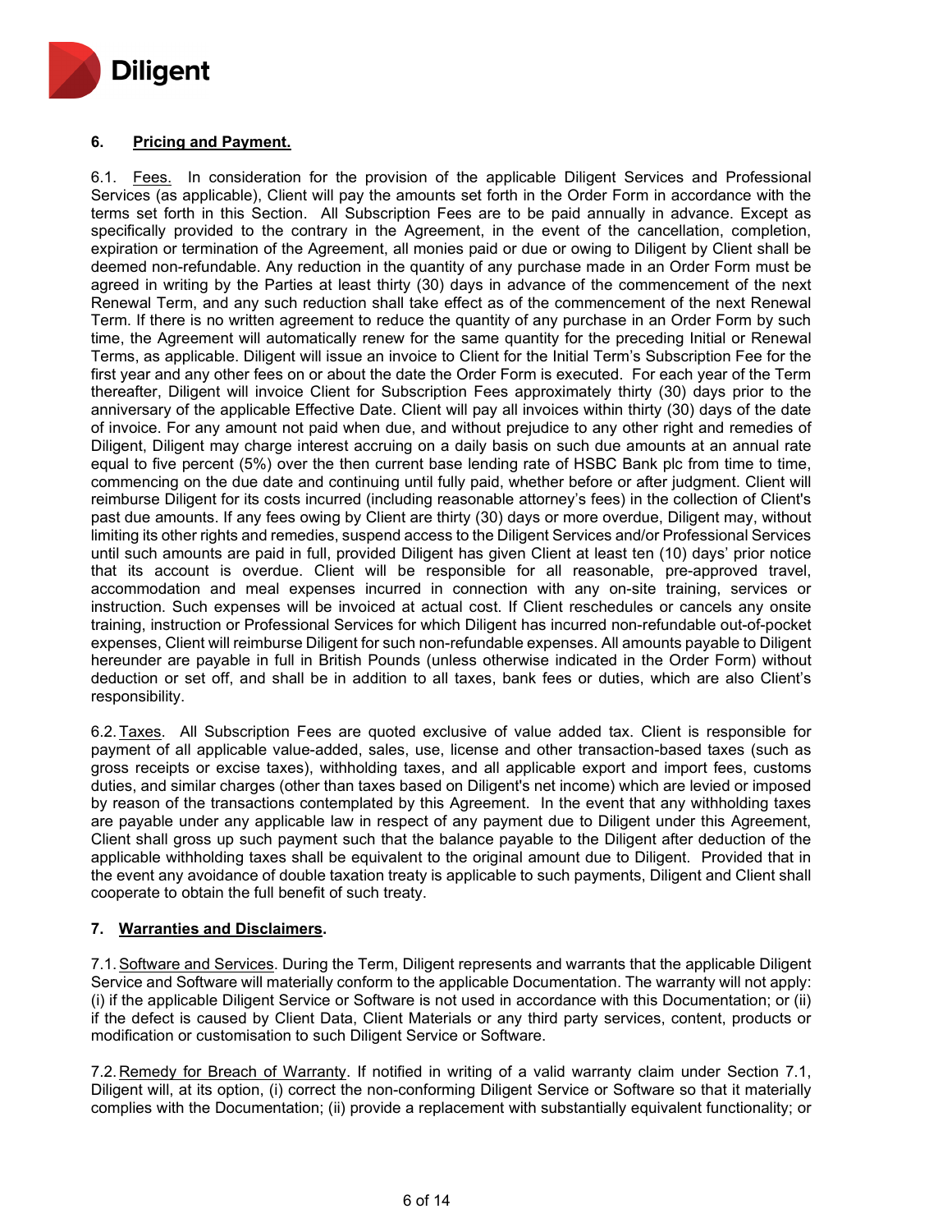**6. Pricing and Payment.**

6.1. Fees. In consideration for the provision of the applicable Diligent Services and Professional Services (as applicable), Client will pay the amounts set forth in the Order Form in accordance with the terms set forth in this Section. All Subscription Fees are to be paid annually in advance. Except as specifically provided to the contrary in the Agreement, in the event of the cancellation, completion, expiration or termination of the Agreement, all monies paid or due or owing to Diligent by Client shall be deemed non-refundable. Any reduction in the quantity of any purchase made in an Order Form must be agreed in writing by the Parties at least thirty (30) days in advance of the commencement of the next Renewal Term, and any such reduction shall take effect as of the commencement of the next Renewal Term. If there is no written agreement to reduce the quantity of any purchase in an Order Form by such time, the Agreement will automatically renew for the same quantity for the preceding Initial or Renewal Terms, as applicable. Diligent will issue an invoice to Client for the Initial Term's Subscription Fee for the first year and any other fees on or about the date the Order Form is executed. For each year of the Term thereafter, Diligent will invoice Client for Subscription Fees approximately thirty (30) days prior to the anniversary of the applicable Effective Date. Client will pay all invoices within thirty (30) days of the date of invoice. For any amount not paid when due, and without prejudice to any other right and remedies of Diligent, Diligent may charge interest accruing on a daily basis on such due amounts at an annual rate equal to five percent (5%) over the then current base lending rate of HSBC Bank plc from time to time, commencing on the due date and continuing until fully paid, whether before or after judgment. Client will reimburse Diligent for its costs incurred (including reasonable attorney's fees) in the collection of Client's past due amounts. If any fees owing by Client are thirty (30) days or more overdue, Diligent may, without limiting its other rights and remedies, suspend access to the Diligent Services and/or Professional Services until such amounts are paid in full, provided Diligent has given Client at least ten (10) days' prior notice that its account is overdue. Client will be responsible for all reasonable, pre-approved travel, accommodation and meal expenses incurred in connection with any on-site training, services or instruction. Such expenses will be invoiced at actual cost. If Client reschedules or cancels any onsite training, instruction or Professional Services for which Diligent has incurred non-refundable out-of-pocket expenses, Client will reimburse Diligent for such non-refundable expenses. All amounts payable to Diligent hereunder are payable in full in British Pounds (unless otherwise indicated in the Order Form) without deduction or set off, and shall be in addition to all taxes, bank fees or duties, which are also Client's responsibility.

6.2. Taxes. All Subscription Fees are quoted exclusive of value added tax. Client is responsible for payment of all applicable value-added, sales, use, license and other transaction-based taxes (such as gross receipts or excise taxes), withholding taxes, and all applicable export and import fees, customs duties, and similar charges (other than taxes based on Diligent's net income) which are levied or imposed by reason of the transactions contemplated by this Agreement. In the event that any withholding taxes are payable under any applicable law in respect of any payment due to Diligent under this Agreement, Client shall gross up such payment such that the balance payable to the Diligent after deduction of the applicable withholding taxes shall be equivalent to the original amount due to Diligent. Provided that in the event any avoidance of double taxation treaty is applicable to such payments, Diligent and Client shall cooperate to obtain the full benefit of such treaty.

**7. Warranties and Disclaimers.**

7.1. Software and Services. During the Term, Diligent represents and warrants that the applicable Diligent Service and Software will materially conform to the applicable Documentation. The warranty will not apply: (i) if the applicable Diligent Service or Software is not used in accordance with this Documentation; or (ii) if the defect is caused by Client Data, Client Materials or any third party services, content, products or modification or customisation to such Diligent Service or Software.

7.2. Remedy for Breach of Warranty. If notified in writing of a valid warranty claim under Section 7.1, Diligent will, at its option, (i) correct the non-conforming Diligent Service or Software so that it materially complies with the Documentation; (ii) provide a replacement with substantially equivalent functionality; or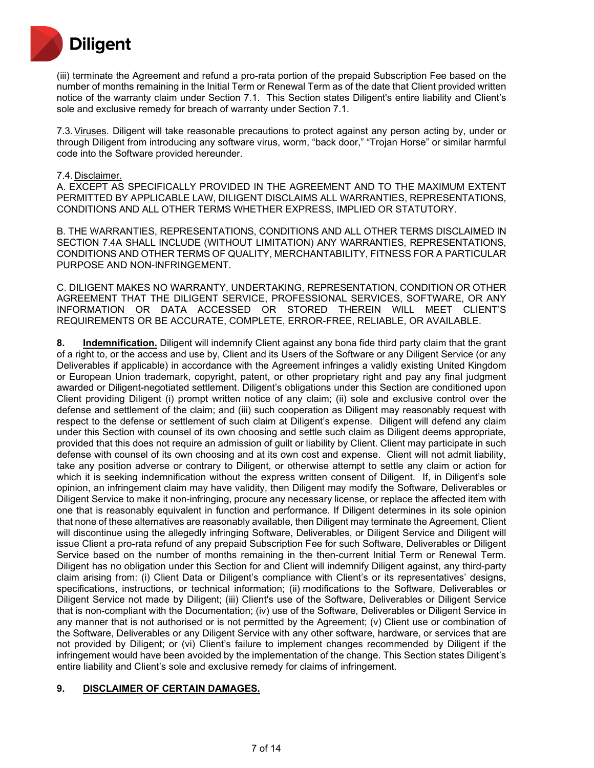(iii) terminate the Agreement and refund a pro-rata portion of the prepaid Subscription Fee based on the number of months remaining in the Initial Term or Renewal Term as of the date that Client provided written notice of the warranty claim under Section 7.1. This Section states Diligent's entire liability and Client's sole and exclusive remedy for breach of warranty under Section 7.1.

7.3. Viruses. Diligent will take reasonable precautions to protect against any person acting by, under or through Diligent from introducing any software virus, worm, "back door," "Trojan Horse" or similar harmful code into the Software provided hereunder.

7.4. Disclaimer.

A. EXCEPT AS SPECIFICALLY PROVIDED IN THE AGREEMENT AND TO THE MAXIMUM EXTENT PERMITTED BY APPLICABLE LAW, DILIGENT DISCLAIMS ALL WARRANTIES, REPRESENTATIONS, CONDITIONS AND ALL OTHER TERMS WHETHER EXPRESS, IMPLIED OR STATUTORY.

B. THE WARRANTIES, REPRESENTATIONS, CONDITIONS AND ALL OTHER TERMS DISCLAIMED IN SECTION 7.4A SHALL INCLUDE (WITHOUT LIMITATION) ANY WARRANTIES, REPRESENTATIONS, CONDITIONS AND OTHER TERMS OF QUALITY, MERCHANTABILITY, FITNESS FOR A PARTICULAR PURPOSE AND NON-INFRINGEMENT.

C. DILIGENT MAKES NO WARRANTY, UNDERTAKING, REPRESENTATION, CONDITION OR OTHER AGREEMENT THAT THE DILIGENT SERVICE, PROFESSIONAL SERVICES, SOFTWARE, OR ANY INFORMATION OR DATA ACCESSED OR STORED THEREIN WILL MEET CLIENT'S REQUIREMENTS OR BE ACCURATE, COMPLETE, ERROR-FREE, RELIABLE, OR AVAILABLE.

**8. Indemnification.** Diligent will indemnify Client against any bona fide third party claim that the grant of a right to, or the access and use by, Client and its Users of the Software or any Diligent Service (or any Deliverables if applicable) in accordance with the Agreement infringes a validly existing United Kingdom or European Union trademark, copyright, patent, or other proprietary right and pay any final judgment awarded or Diligent-negotiated settlement. Diligent's obligations under this Section are conditioned upon Client providing Diligent (i) prompt written notice of any claim; (ii) sole and exclusive control over the defense and settlement of the claim; and (iii) such cooperation as Diligent may reasonably request with respect to the defense or settlement of such claim at Diligent's expense. Diligent will defend any claim under this Section with counsel of its own choosing and settle such claim as Diligent deems appropriate, provided that this does not require an admission of guilt or liability by Client. Client may participate in such defense with counsel of its own choosing and at its own cost and expense. Client will not admit liability, take any position adverse or contrary to Diligent, or otherwise attempt to settle any claim or action for which it is seeking indemnification without the express written consent of Diligent. If, in Diligent's sole opinion, an infringement claim may have validity, then Diligent may modify the Software, Deliverables or Diligent Service to make it non-infringing, procure any necessary license, or replace the affected item with one that is reasonably equivalent in function and performance. If Diligent determines in its sole opinion that none of these alternatives are reasonably available, then Diligent may terminate the Agreement, Client will discontinue using the allegedly infringing Software, Deliverables, or Diligent Service and Diligent will issue Client a pro-rata refund of any prepaid Subscription Fee for such Software, Deliverables or Diligent Service based on the number of months remaining in the then-current Initial Term or Renewal Term. Diligent has no obligation under this Section for and Client will indemnify Diligent against, any third-party claim arising from: (i) Client Data or Diligent's compliance with Client's or its representatives' designs, specifications, instructions, or technical information; (ii) modifications to the Software, Deliverables or Diligent Service not made by Diligent; (iii) Client's use of the Software, Deliverables or Diligent Service that is non-compliant with the Documentation; (iv) use of the Software, Deliverables or Diligent Service in any manner that is not authorised or is not permitted by the Agreement; (v) Client use or combination of the Software, Deliverables or any Diligent Service with any other software, hardware, or services that are not provided by Diligent; or (vi) Client's failure to implement changes recommended by Diligent if the infringement would have been avoided by the implementation of the change. This Section states Diligent's entire liability and Client's sole and exclusive remedy for claims of infringement.

**9. DISCLAIMER OF CERTAIN DAMAGES.**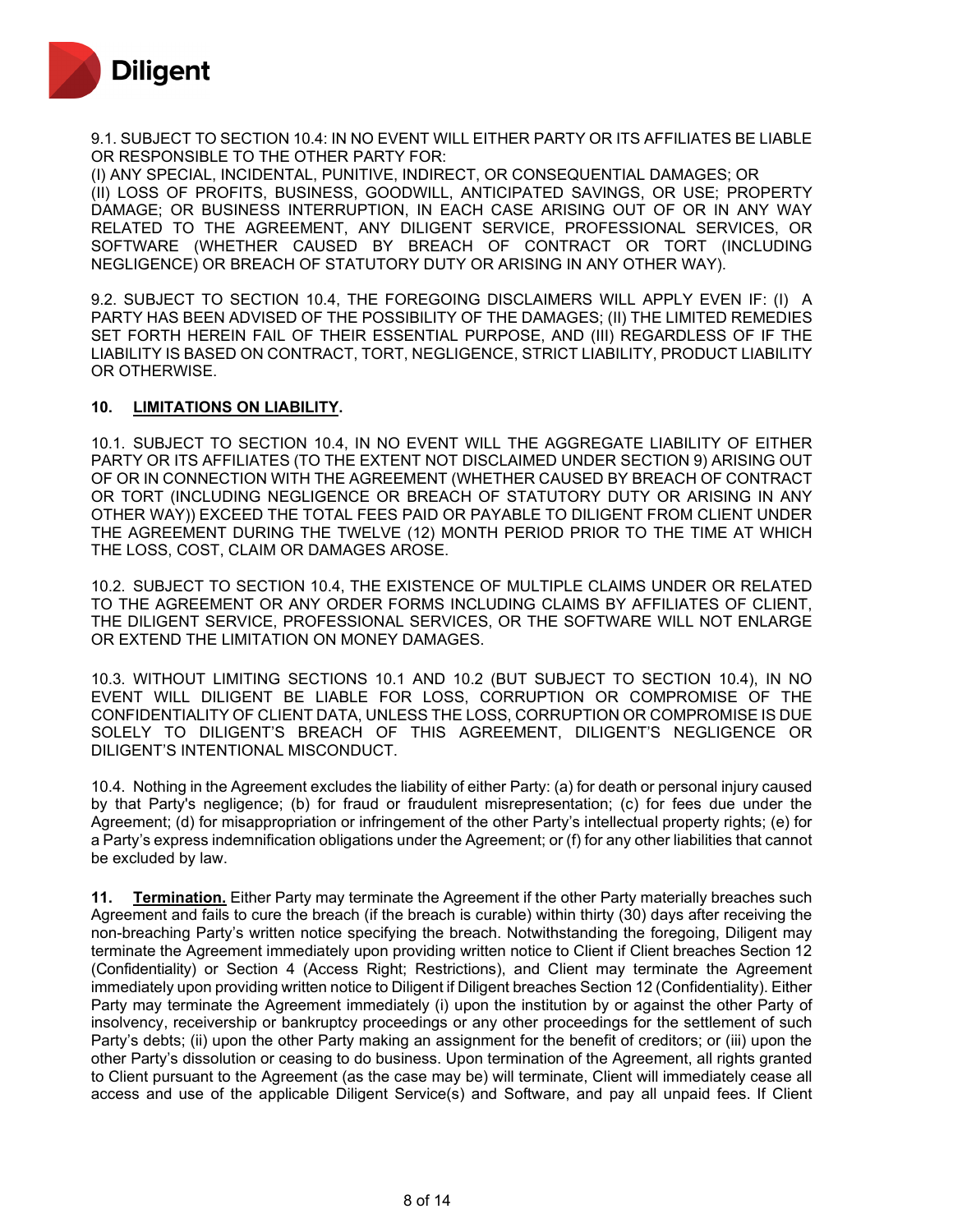9.1. SUBJECT TO SECTION 10.4: IN NO EVENT WILL EITHER PARTY OR ITS AFFILIATES BE LIABLE OR RESPONSIBLE TO THE OTHER PARTY FOR:
(I) ANY SPECIAL, INCIDENTAL, PUNITIVE, INDIRECT, OR CONSEQUENTIAL DAMAGES; OR
(II) LOSS OF PROFITS, BUSINESS, GOODWILL, ANTICIPATED SAVINGS, OR USE; PROPERTY DAMAGE; OR BUSINESS INTERRUPTION, IN EACH CASE ARISING OUT OF OR IN ANY WAY RELATED TO THE AGREEMENT, ANY DILIGENT SERVICE, PROFESSIONAL SERVICES, OR SOFTWARE (WHETHER CAUSED BY BREACH OF CONTRACT OR TORT (INCLUDING NEGLIGENCE) OR BREACH OF STATUTORY DUTY OR ARISING IN ANY OTHER WAY).

9.2. SUBJECT TO SECTION 10.4, THE FOREGOING DISCLAIMERS WILL APPLY EVEN IF: (I) A PARTY HAS BEEN ADVISED OF THE POSSIBILITY OF THE DAMAGES; (II) THE LIMITED REMEDIES SET FORTH HEREIN FAIL OF THEIR ESSENTIAL PURPOSE, AND (III) REGARDLESS OF IF THE LIABILITY IS BASED ON CONTRACT, TORT, NEGLIGENCE, STRICT LIABILITY, PRODUCT LIABILITY OR OTHERWISE.

**10. LIMITATIONS ON LIABILITY.**

10.1. SUBJECT TO SECTION 10.4, IN NO EVENT WILL THE AGGREGATE LIABILITY OF EITHER PARTY OR ITS AFFILIATES (TO THE EXTENT NOT DISCLAIMED UNDER SECTION 9) ARISING OUT OF OR IN CONNECTION WITH THE AGREEMENT (WHETHER CAUSED BY BREACH OF CONTRACT OR TORT (INCLUDING NEGLIGENCE OR BREACH OF STATUTORY DUTY OR ARISING IN ANY OTHER WAY)) EXCEED THE TOTAL FEES PAID OR PAYABLE TO DILIGENT FROM CLIENT UNDER THE AGREEMENT DURING THE TWELVE (12) MONTH PERIOD PRIOR TO THE TIME AT WHICH THE LOSS, COST, CLAIM OR DAMAGES AROSE.

10.2. SUBJECT TO SECTION 10.4, THE EXISTENCE OF MULTIPLE CLAIMS UNDER OR RELATED TO THE AGREEMENT OR ANY ORDER FORMS INCLUDING CLAIMS BY AFFILIATES OF CLIENT, THE DILIGENT SERVICE, PROFESSIONAL SERVICES, OR THE SOFTWARE WILL NOT ENLARGE OR EXTEND THE LIMITATION ON MONEY DAMAGES.

10.3. WITHOUT LIMITING SECTIONS 10.1 AND 10.2 (BUT SUBJECT TO SECTION 10.4), IN NO EVENT WILL DILIGENT BE LIABLE FOR LOSS, CORRUPTION OR COMPROMISE OF THE CONFIDENTIALITY OF CLIENT DATA, UNLESS THE LOSS, CORRUPTION OR COMPROMISE IS DUE SOLELY TO DILIGENT'S BREACH OF THIS AGREEMENT, DILIGENT'S NEGLIGENCE OR DILIGENT'S INTENTIONAL MISCONDUCT.

10.4. Nothing in the Agreement excludes the liability of either Party: (a) for death or personal injury caused by that Party's negligence; (b) for fraud or fraudulent misrepresentation; (c) for fees due under the Agreement; (d) for misappropriation or infringement of the other Party's intellectual property rights; (e) for a Party's express indemnification obligations under the Agreement; or (f) for any other liabilities that cannot be excluded by law.

**11. Termination.** Either Party may terminate the Agreement if the other Party materially breaches such Agreement and fails to cure the breach (if the breach is curable) within thirty (30) days after receiving the non-breaching Party's written notice specifying the breach. Notwithstanding the foregoing, Diligent may terminate the Agreement immediately upon providing written notice to Client if Client breaches Section 12 (Confidentiality) or Section 4 (Access Right; Restrictions), and Client may terminate the Agreement immediately upon providing written notice to Diligent if Diligent breaches Section 12 (Confidentiality). Either Party may terminate the Agreement immediately (i) upon the institution by or against the other Party of insolvency, receivership or bankruptcy proceedings or any other proceedings for the settlement of such Party's debts; (ii) upon the other Party making an assignment for the benefit of creditors; or (iii) upon the other Party's dissolution or ceasing to do business. Upon termination of the Agreement, all rights granted to Client pursuant to the Agreement (as the case may be) will terminate, Client will immediately cease all access and use of the applicable Diligent Service(s) and Software, and pay all unpaid fees. If Client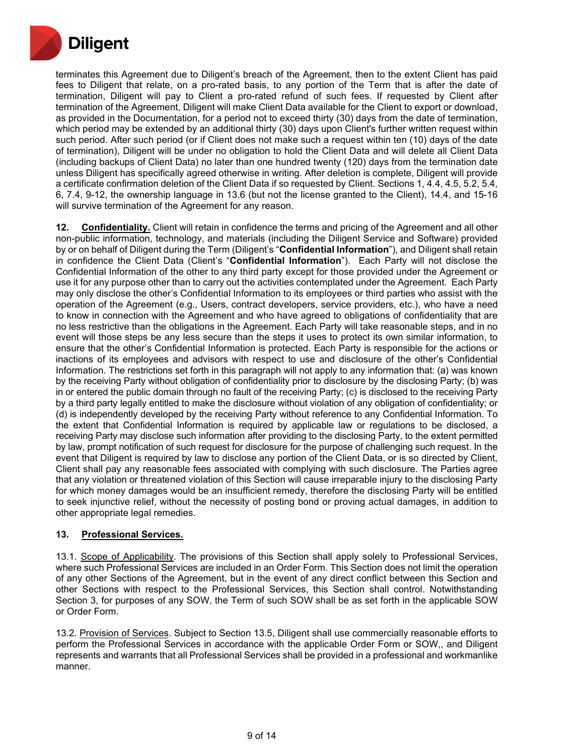terminates this Agreement due to Diligent's breach of the Agreement, then to the extent Client has paid fees to Diligent that relate, on a pro-rated basis, to any portion of the Term that is after the date of termination, Diligent will pay to Client a pro-rated refund of such fees. If requested by Client after termination of the Agreement, Diligent will make Client Data available for the Client to export or download, as provided in the Documentation, for a period not to exceed thirty (30) days from the date of termination, which period may be extended by an additional thirty (30) days upon Client's further written request within such period. After such period (or if Client does not make such a request within ten (10) days of the date of termination), Diligent will be under no obligation to hold the Client Data and will delete all Client Data (including backups of Client Data) no later than one hundred twenty (120) days from the termination date unless Diligent has specifically agreed otherwise in writing. After deletion is complete, Diligent will provide a certificate confirmation deletion of the Client Data if so requested by Client. Sections 1, 4.4, 4.5, 5.2, 5.4, 6, 7.4, 9-12, the ownership language in 13.6 (but not the license granted to the Client), 14.4, and 15-16 will survive termination of the Agreement for any reason.

**12. <u>Confidentiality.</u>** Client will retain in confidence the terms and pricing of the Agreement and all other non-public information, technology, and materials (including the Diligent Service and Software) provided by or on behalf of Diligent during the Term (Diligent's "**Confidential Information**"), and Diligent shall retain in confidence the Client Data (Client's "**Confidential Information**"). Each Party will not disclose the Confidential Information of the other to any third party except for those provided under the Agreement or use it for any purpose other than to carry out the activities contemplated under the Agreement. Each Party may only disclose the other's Confidential Information to its employees or third parties who assist with the operation of the Agreement (e.g., Users, contract developers, service providers, etc.), who have a need to know in connection with the Agreement and who have agreed to obligations of confidentiality that are no less restrictive than the obligations in the Agreement. Each Party will take reasonable steps, and in no event will those steps be any less secure than the steps it uses to protect its own similar information, to ensure that the other's Confidential Information is protected. Each Party is responsible for the actions or inactions of its employees and advisors with respect to use and disclosure of the other's Confidential Information. The restrictions set forth in this paragraph will not apply to any information that: (a) was known by the receiving Party without obligation of confidentiality prior to disclosure by the disclosing Party; (b) was in or entered the public domain through no fault of the receiving Party; (c) is disclosed to the receiving Party by a third party legally entitled to make the disclosure without violation of any obligation of confidentiality; or (d) is independently developed by the receiving Party without reference to any Confidential Information. To the extent that Confidential Information is required by applicable law or regulations to be disclosed, a receiving Party may disclose such information after providing to the disclosing Party, to the extent permitted by law, prompt notification of such request for disclosure for the purpose of challenging such request. In the event that Diligent is required by law to disclose any portion of the Client Data, or is so directed by Client, Client shall pay any reasonable fees associated with complying with such disclosure. The Parties agree that any violation or threatened violation of this Section will cause irreparable injury to the disclosing Party for which money damages would be an insufficient remedy, therefore the disclosing Party will be entitled to seek injunctive relief, without the necessity of posting bond or proving actual damages, in addition to other appropriate legal remedies.

**13. <u>Professional Services.</u>**

13.1. <u>Scope of Applicability</u>. The provisions of this Section shall apply solely to Professional Services, where such Professional Services are included in an Order Form. This Section does not limit the operation of any other Sections of the Agreement, but in the event of any direct conflict between this Section and other Sections with respect to the Professional Services, this Section shall control. Notwithstanding Section 3, for purposes of any SOW, the Term of such SOW shall be as set forth in the applicable SOW or Order Form.

13.2. <u>Provision of Services</u>. Subject to Section 13.5, Diligent shall use commercially reasonable efforts to perform the Professional Services in accordance with the applicable Order Form or SOW,, and Diligent represents and warrants that all Professional Services shall be provided in a professional and workmanlike manner.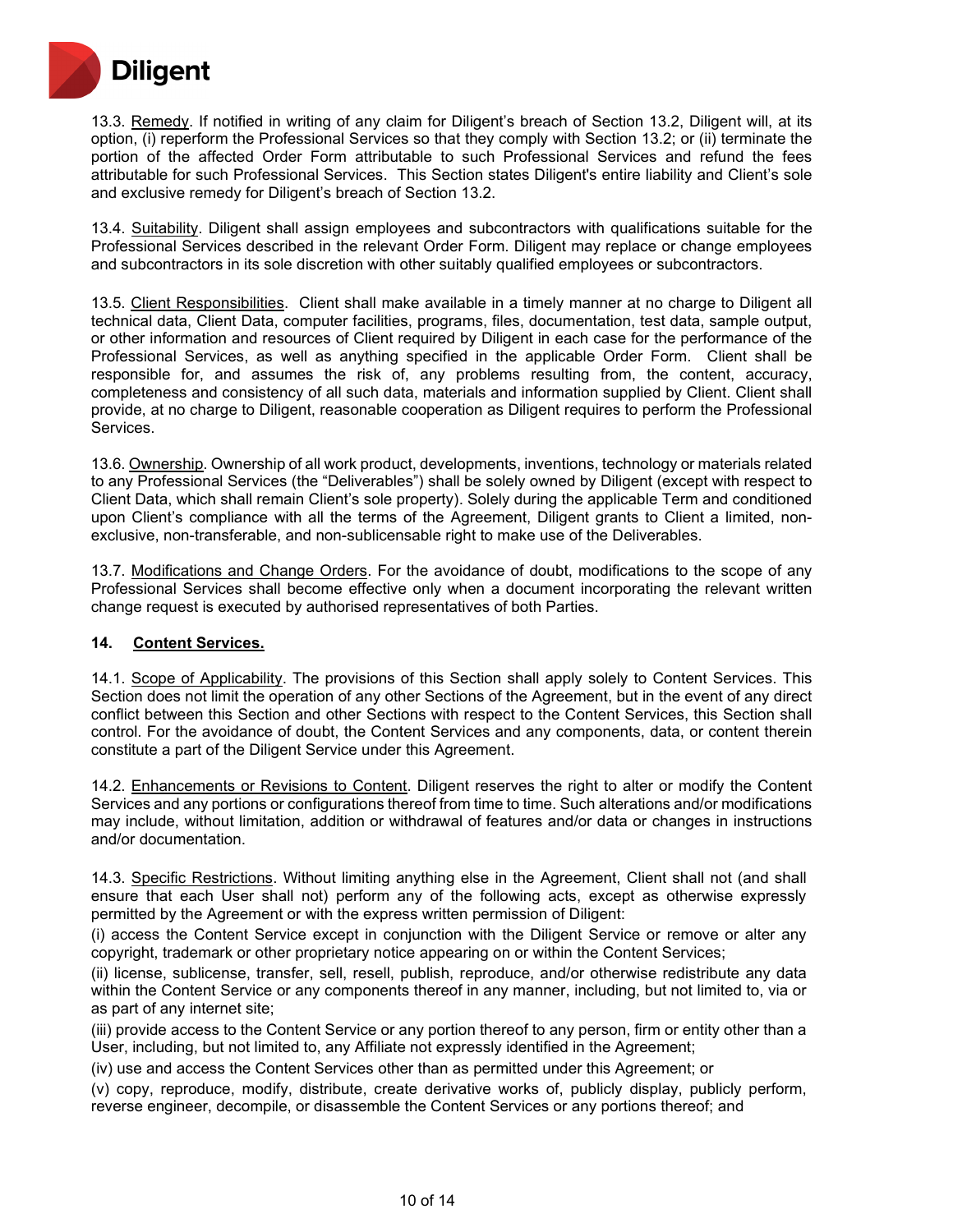13.3. Remedy. If notified in writing of any claim for Diligent's breach of Section 13.2, Diligent will, at its option, (i) reperform the Professional Services so that they comply with Section 13.2; or (ii) terminate the portion of the affected Order Form attributable to such Professional Services and refund the fees attributable for such Professional Services. This Section states Diligent's entire liability and Client's sole and exclusive remedy for Diligent's breach of Section 13.2.

13.4. Suitability. Diligent shall assign employees and subcontractors with qualifications suitable for the Professional Services described in the relevant Order Form. Diligent may replace or change employees and subcontractors in its sole discretion with other suitably qualified employees or subcontractors.

13.5. Client Responsibilities. Client shall make available in a timely manner at no charge to Diligent all technical data, Client Data, computer facilities, programs, files, documentation, test data, sample output, or other information and resources of Client required by Diligent in each case for the performance of the Professional Services, as well as anything specified in the applicable Order Form. Client shall be responsible for, and assumes the risk of, any problems resulting from, the content, accuracy, completeness and consistency of all such data, materials and information supplied by Client. Client shall provide, at no charge to Diligent, reasonable cooperation as Diligent requires to perform the Professional Services.

13.6. Ownership. Ownership of all work product, developments, inventions, technology or materials related to any Professional Services (the "Deliverables") shall be solely owned by Diligent (except with respect to Client Data, which shall remain Client's sole property). Solely during the applicable Term and conditioned upon Client's compliance with all the terms of the Agreement, Diligent grants to Client a limited, non-exclusive, non-transferable, and non-sublicensable right to make use of the Deliverables.

13.7. Modifications and Change Orders. For the avoidance of doubt, modifications to the scope of any Professional Services shall become effective only when a document incorporating the relevant written change request is executed by authorised representatives of both Parties.

## 14. Content Services.

14.1. Scope of Applicability. The provisions of this Section shall apply solely to Content Services. This Section does not limit the operation of any other Sections of the Agreement, but in the event of any direct conflict between this Section and other Sections with respect to the Content Services, this Section shall control. For the avoidance of doubt, the Content Services and any components, data, or content therein constitute a part of the Diligent Service under this Agreement.

14.2. Enhancements or Revisions to Content. Diligent reserves the right to alter or modify the Content Services and any portions or configurations thereof from time to time. Such alterations and/or modifications may include, without limitation, addition or withdrawal of features and/or data or changes in instructions and/or documentation.

14.3. Specific Restrictions. Without limiting anything else in the Agreement, Client shall not (and shall ensure that each User shall not) perform any of the following acts, except as otherwise expressly permitted by the Agreement or with the express written permission of Diligent:

(i) access the Content Service except in conjunction with the Diligent Service or remove or alter any copyright, trademark or other proprietary notice appearing on or within the Content Services;

(ii) license, sublicense, transfer, sell, resell, publish, reproduce, and/or otherwise redistribute any data within the Content Service or any components thereof in any manner, including, but not limited to, via or as part of any internet site;

(iii) provide access to the Content Service or any portion thereof to any person, firm or entity other than a User, including, but not limited to, any Affiliate not expressly identified in the Agreement;

(iv) use and access the Content Services other than as permitted under this Agreement; or

(v) copy, reproduce, modify, distribute, create derivative works of, publicly display, publicly perform, reverse engineer, decompile, or disassemble the Content Services or any portions thereof; and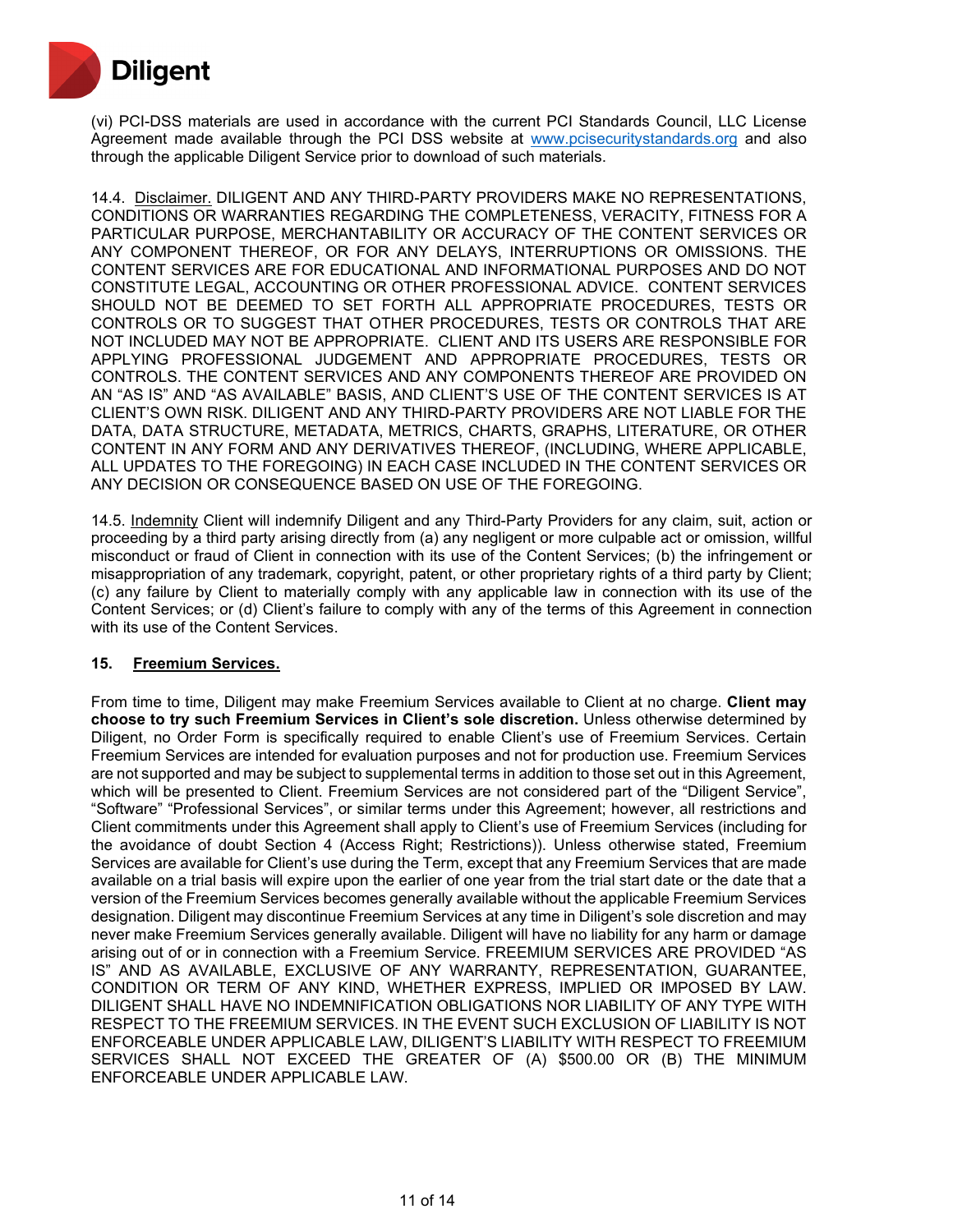(vi) PCI-DSS materials are used in accordance with the current PCI Standards Council, LLC License Agreement made available through the PCI DSS website at www.pcisecuritystandards.org and also through the applicable Diligent Service prior to download of such materials.

14.4. Disclaimer. DILIGENT AND ANY THIRD-PARTY PROVIDERS MAKE NO REPRESENTATIONS, CONDITIONS OR WARRANTIES REGARDING THE COMPLETENESS, VERACITY, FITNESS FOR A PARTICULAR PURPOSE, MERCHANTABILITY OR ACCURACY OF THE CONTENT SERVICES OR ANY COMPONENT THEREOF, OR FOR ANY DELAYS, INTERRUPTIONS OR OMISSIONS. THE CONTENT SERVICES ARE FOR EDUCATIONAL AND INFORMATIONAL PURPOSES AND DO NOT CONSTITUTE LEGAL, ACCOUNTING OR OTHER PROFESSIONAL ADVICE. CONTENT SERVICES SHOULD NOT BE DEEMED TO SET FORTH ALL APPROPRIATE PROCEDURES, TESTS OR CONTROLS OR TO SUGGEST THAT OTHER PROCEDURES, TESTS OR CONTROLS THAT ARE NOT INCLUDED MAY NOT BE APPROPRIATE. CLIENT AND ITS USERS ARE RESPONSIBLE FOR APPLYING PROFESSIONAL JUDGEMENT AND APPROPRIATE PROCEDURES, TESTS OR CONTROLS. THE CONTENT SERVICES AND ANY COMPONENTS THEREOF ARE PROVIDED ON AN "AS IS" AND "AS AVAILABLE" BASIS, AND CLIENT'S USE OF THE CONTENT SERVICES IS AT CLIENT'S OWN RISK. DILIGENT AND ANY THIRD-PARTY PROVIDERS ARE NOT LIABLE FOR THE DATA, DATA STRUCTURE, METADATA, METRICS, CHARTS, GRAPHS, LITERATURE, OR OTHER CONTENT IN ANY FORM AND ANY DERIVATIVES THEREOF, (INCLUDING, WHERE APPLICABLE, ALL UPDATES TO THE FOREGOING) IN EACH CASE INCLUDED IN THE CONTENT SERVICES OR ANY DECISION OR CONSEQUENCE BASED ON USE OF THE FOREGOING.

14.5. Indemnity Client will indemnify Diligent and any Third-Party Providers for any claim, suit, action or proceeding by a third party arising directly from (a) any negligent or more culpable act or omission, willful misconduct or fraud of Client in connection with its use of the Content Services; (b) the infringement or misappropriation of any trademark, copyright, patent, or other proprietary rights of a third party by Client; (c) any failure by Client to materially comply with any applicable law in connection with its use of the Content Services; or (d) Client's failure to comply with any of the terms of this Agreement in connection with its use of the Content Services.

## 15. Freemium Services.

From time to time, Diligent may make Freemium Services available to Client at no charge. **Client may choose to try such Freemium Services in Client's sole discretion.** Unless otherwise determined by Diligent, no Order Form is specifically required to enable Client's use of Freemium Services. Certain Freemium Services are intended for evaluation purposes and not for production use. Freemium Services are not supported and may be subject to supplemental terms in addition to those set out in this Agreement, which will be presented to Client. Freemium Services are not considered part of the "Diligent Service", "Software" "Professional Services", or similar terms under this Agreement; however, all restrictions and Client commitments under this Agreement shall apply to Client's use of Freemium Services (including for the avoidance of doubt Section 4 (Access Right; Restrictions)). Unless otherwise stated, Freemium Services are available for Client's use during the Term, except that any Freemium Services that are made available on a trial basis will expire upon the earlier of one year from the trial start date or the date that a version of the Freemium Services becomes generally available without the applicable Freemium Services designation. Diligent may discontinue Freemium Services at any time in Diligent's sole discretion and may never make Freemium Services generally available. Diligent will have no liability for any harm or damage arising out of or in connection with a Freemium Service. FREEMIUM SERVICES ARE PROVIDED "AS IS" AND AS AVAILABLE, EXCLUSIVE OF ANY WARRANTY, REPRESENTATION, GUARANTEE, CONDITION OR TERM OF ANY KIND, WHETHER EXPRESS, IMPLIED OR IMPOSED BY LAW. DILIGENT SHALL HAVE NO INDEMNIFICATION OBLIGATIONS NOR LIABILITY OF ANY TYPE WITH RESPECT TO THE FREEMIUM SERVICES. IN THE EVENT SUCH EXCLUSION OF LIABILITY IS NOT ENFORCEABLE UNDER APPLICABLE LAW, DILIGENT'S LIABILITY WITH RESPECT TO FREEMIUM SERVICES SHALL NOT EXCEED THE GREATER OF (A) $500.00 OR (B) THE MINIMUM ENFORCEABLE UNDER APPLICABLE LAW.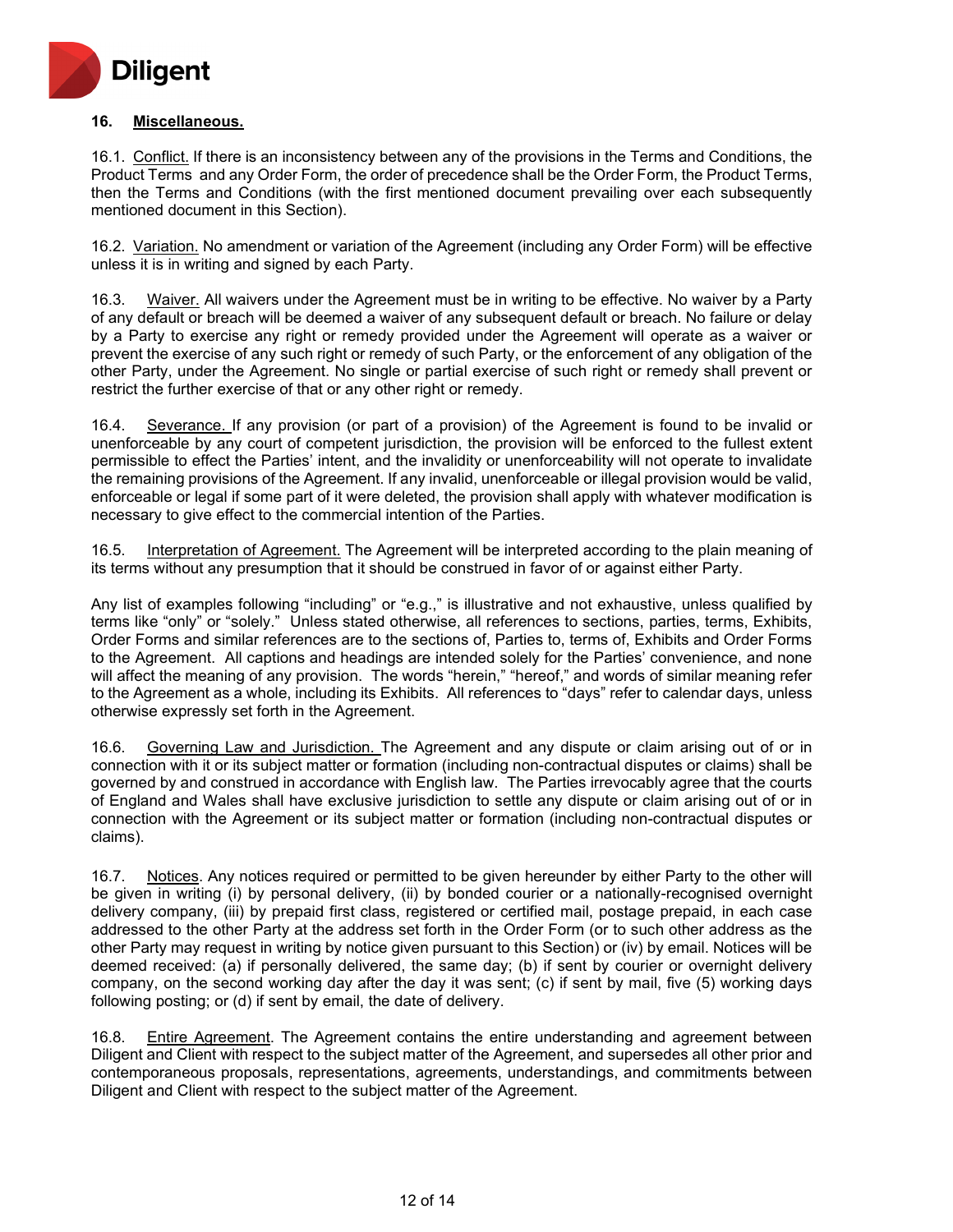## 16. Miscellaneous.

16.1. Conflict. If there is an inconsistency between any of the provisions in the Terms and Conditions, the Product Terms and any Order Form, the order of precedence shall be the Order Form, the Product Terms, then the Terms and Conditions (with the first mentioned document prevailing over each subsequently mentioned document in this Section).

16.2. Variation. No amendment or variation of the Agreement (including any Order Form) will be effective unless it is in writing and signed by each Party.

16.3. Waiver. All waivers under the Agreement must be in writing to be effective. No waiver by a Party of any default or breach will be deemed a waiver of any subsequent default or breach. No failure or delay by a Party to exercise any right or remedy provided under the Agreement will operate as a waiver or prevent the exercise of any such right or remedy of such Party, or the enforcement of any obligation of the other Party, under the Agreement. No single or partial exercise of such right or remedy shall prevent or restrict the further exercise of that or any other right or remedy.

16.4. Severance. If any provision (or part of a provision) of the Agreement is found to be invalid or unenforceable by any court of competent jurisdiction, the provision will be enforced to the fullest extent permissible to effect the Parties' intent, and the invalidity or unenforceability will not operate to invalidate the remaining provisions of the Agreement. If any invalid, unenforceable or illegal provision would be valid, enforceable or legal if some part of it were deleted, the provision shall apply with whatever modification is necessary to give effect to the commercial intention of the Parties.

16.5. Interpretation of Agreement. The Agreement will be interpreted according to the plain meaning of its terms without any presumption that it should be construed in favor of or against either Party.

Any list of examples following "including" or "e.g.," is illustrative and not exhaustive, unless qualified by terms like "only" or "solely." Unless stated otherwise, all references to sections, parties, terms, Exhibits, Order Forms and similar references are to the sections of, Parties to, terms of, Exhibits and Order Forms to the Agreement. All captions and headings are intended solely for the Parties' convenience, and none will affect the meaning of any provision. The words "herein," "hereof," and words of similar meaning refer to the Agreement as a whole, including its Exhibits. All references to "days" refer to calendar days, unless otherwise expressly set forth in the Agreement.

16.6. Governing Law and Jurisdiction. The Agreement and any dispute or claim arising out of or in connection with it or its subject matter or formation (including non-contractual disputes or claims) shall be governed by and construed in accordance with English law. The Parties irrevocably agree that the courts of England and Wales shall have exclusive jurisdiction to settle any dispute or claim arising out of or in connection with the Agreement or its subject matter or formation (including non-contractual disputes or claims).

16.7. Notices. Any notices required or permitted to be given hereunder by either Party to the other will be given in writing (i) by personal delivery, (ii) by bonded courier or a nationally-recognised overnight delivery company, (iii) by prepaid first class, registered or certified mail, postage prepaid, in each case addressed to the other Party at the address set forth in the Order Form (or to such other address as the other Party may request in writing by notice given pursuant to this Section) or (iv) by email. Notices will be deemed received: (a) if personally delivered, the same day; (b) if sent by courier or overnight delivery company, on the second working day after the day it was sent; (c) if sent by mail, five (5) working days following posting; or (d) if sent by email, the date of delivery.

16.8. Entire Agreement. The Agreement contains the entire understanding and agreement between Diligent and Client with respect to the subject matter of the Agreement, and supersedes all other prior and contemporaneous proposals, representations, agreements, understandings, and commitments between Diligent and Client with respect to the subject matter of the Agreement.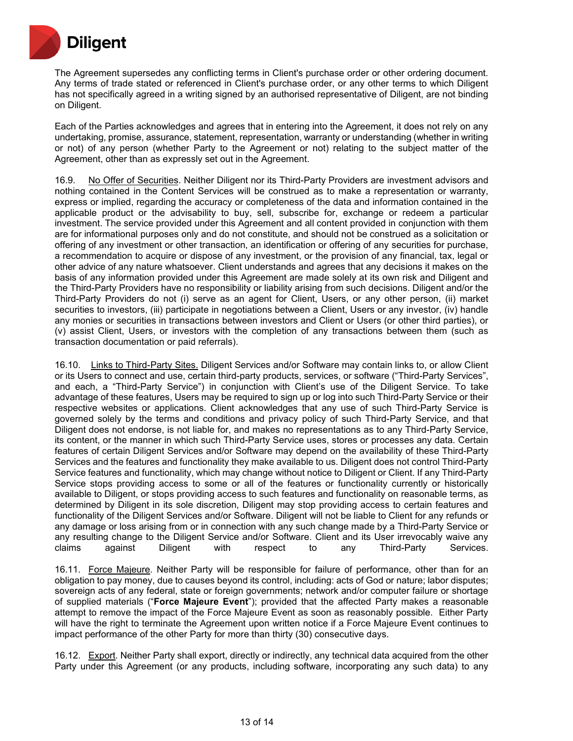The Agreement supersedes any conflicting terms in Client's purchase order or other ordering document. Any terms of trade stated or referenced in Client's purchase order, or any other terms to which Diligent has not specifically agreed in a writing signed by an authorised representative of Diligent, are not binding on Diligent.

Each of the Parties acknowledges and agrees that in entering into the Agreement, it does not rely on any undertaking, promise, assurance, statement, representation, warranty or understanding (whether in writing or not) of any person (whether Party to the Agreement or not) relating to the subject matter of the Agreement, other than as expressly set out in the Agreement.

16.9. No Offer of Securities. Neither Diligent nor its Third-Party Providers are investment advisors and nothing contained in the Content Services will be construed as to make a representation or warranty, express or implied, regarding the accuracy or completeness of the data and information contained in the applicable product or the advisability to buy, sell, subscribe for, exchange or redeem a particular investment. The service provided under this Agreement and all content provided in conjunction with them are for informational purposes only and do not constitute, and should not be construed as a solicitation or offering of any investment or other transaction, an identification or offering of any securities for purchase, a recommendation to acquire or dispose of any investment, or the provision of any financial, tax, legal or other advice of any nature whatsoever. Client understands and agrees that any decisions it makes on the basis of any information provided under this Agreement are made solely at its own risk and Diligent and the Third-Party Providers have no responsibility or liability arising from such decisions. Diligent and/or the Third-Party Providers do not (i) serve as an agent for Client, Users, or any other person, (ii) market securities to investors, (iii) participate in negotiations between a Client, Users or any investor, (iv) handle any monies or securities in transactions between investors and Client or Users (or other third parties), or (v) assist Client, Users, or investors with the completion of any transactions between them (such as transaction documentation or paid referrals).

16.10. Links to Third-Party Sites. Diligent Services and/or Software may contain links to, or allow Client or its Users to connect and use, certain third-party products, services, or software ("Third-Party Services", and each, a "Third-Party Service") in conjunction with Client's use of the Diligent Service. To take advantage of these features, Users may be required to sign up or log into such Third-Party Service or their respective websites or applications. Client acknowledges that any use of such Third-Party Service is governed solely by the terms and conditions and privacy policy of such Third-Party Service, and that Diligent does not endorse, is not liable for, and makes no representations as to any Third-Party Service, its content, or the manner in which such Third-Party Service uses, stores or processes any data. Certain features of certain Diligent Services and/or Software may depend on the availability of these Third-Party Services and the features and functionality they make available to us. Diligent does not control Third-Party Service features and functionality, which may change without notice to Diligent or Client. If any Third-Party Service stops providing access to some or all of the features or functionality currently or historically available to Diligent, or stops providing access to such features and functionality on reasonable terms, as determined by Diligent in its sole discretion, Diligent may stop providing access to certain features and functionality of the Diligent Services and/or Software. Diligent will not be liable to Client for any refunds or any damage or loss arising from or in connection with any such change made by a Third-Party Service or any resulting change to the Diligent Service and/or Software. Client and its User irrevocably waive any claims against Diligent with respect to any Third-Party Services.

16.11. Force Majeure. Neither Party will be responsible for failure of performance, other than for an obligation to pay money, due to causes beyond its control, including: acts of God or nature; labor disputes; sovereign acts of any federal, state or foreign governments; network and/or computer failure or shortage of supplied materials ("**Force Majeure Event**"); provided that the affected Party makes a reasonable attempt to remove the impact of the Force Majeure Event as soon as reasonably possible. Either Party will have the right to terminate the Agreement upon written notice if a Force Majeure Event continues to impact performance of the other Party for more than thirty (30) consecutive days.

16.12. Export. Neither Party shall export, directly or indirectly, any technical data acquired from the other Party under this Agreement (or any products, including software, incorporating any such data) to any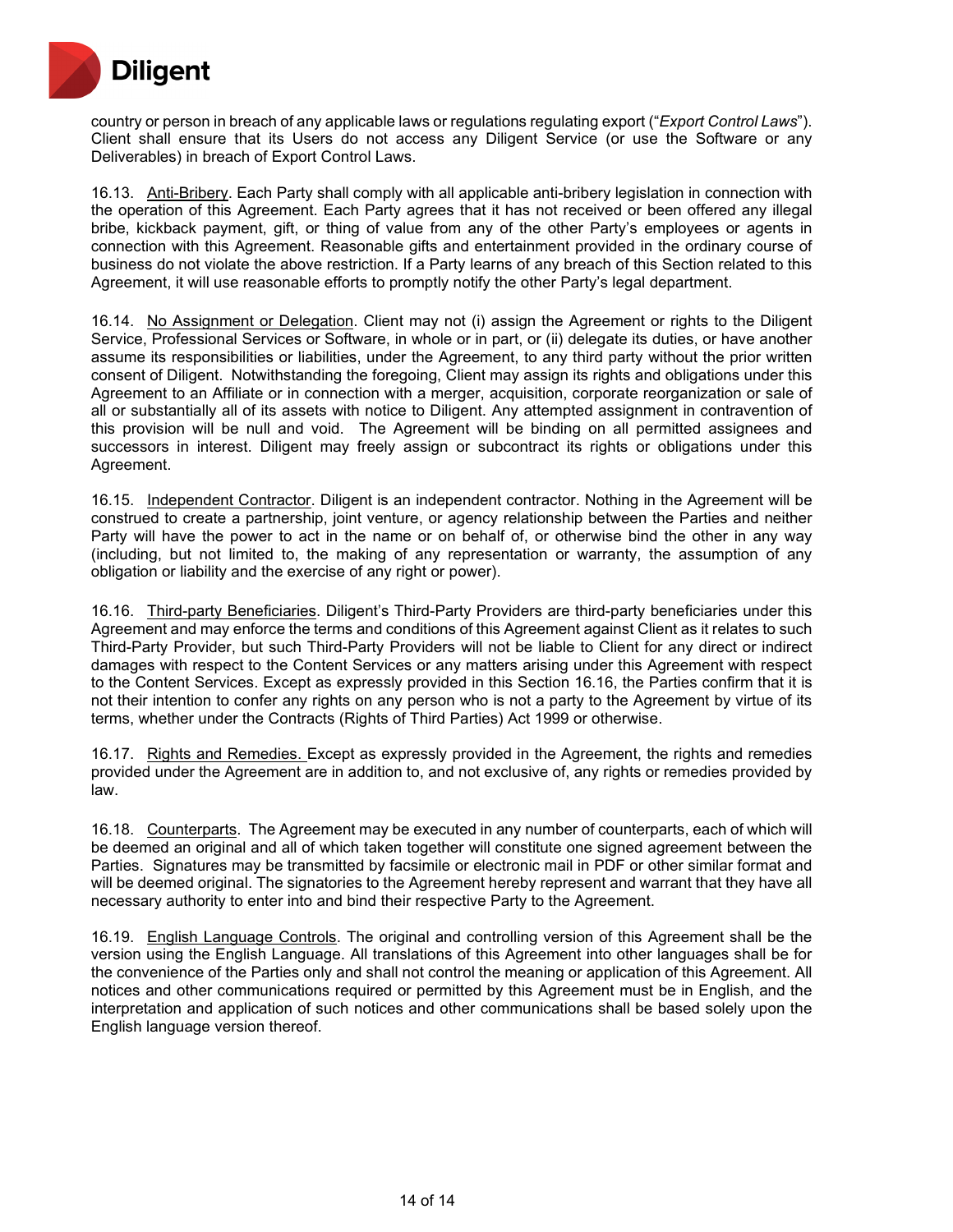country or person in breach of any applicable laws or regulations regulating export ("*Export Control Laws*"). Client shall ensure that its Users do not access any Diligent Service (or use the Software or any Deliverables) in breach of Export Control Laws.

16.13. Anti-Bribery. Each Party shall comply with all applicable anti-bribery legislation in connection with the operation of this Agreement. Each Party agrees that it has not received or been offered any illegal bribe, kickback payment, gift, or thing of value from any of the other Party's employees or agents in connection with this Agreement. Reasonable gifts and entertainment provided in the ordinary course of business do not violate the above restriction. If a Party learns of any breach of this Section related to this Agreement, it will use reasonable efforts to promptly notify the other Party's legal department.

16.14. No Assignment or Delegation. Client may not (i) assign the Agreement or rights to the Diligent Service, Professional Services or Software, in whole or in part, or (ii) delegate its duties, or have another assume its responsibilities or liabilities, under the Agreement, to any third party without the prior written consent of Diligent. Notwithstanding the foregoing, Client may assign its rights and obligations under this Agreement to an Affiliate or in connection with a merger, acquisition, corporate reorganization or sale of all or substantially all of its assets with notice to Diligent. Any attempted assignment in contravention of this provision will be null and void. The Agreement will be binding on all permitted assignees and successors in interest. Diligent may freely assign or subcontract its rights or obligations under this Agreement.

16.15. Independent Contractor. Diligent is an independent contractor. Nothing in the Agreement will be construed to create a partnership, joint venture, or agency relationship between the Parties and neither Party will have the power to act in the name or on behalf of, or otherwise bind the other in any way (including, but not limited to, the making of any representation or warranty, the assumption of any obligation or liability and the exercise of any right or power).

16.16. Third-party Beneficiaries. Diligent's Third-Party Providers are third-party beneficiaries under this Agreement and may enforce the terms and conditions of this Agreement against Client as it relates to such Third-Party Provider, but such Third-Party Providers will not be liable to Client for any direct or indirect damages with respect to the Content Services or any matters arising under this Agreement with respect to the Content Services. Except as expressly provided in this Section 16.16, the Parties confirm that it is not their intention to confer any rights on any person who is not a party to the Agreement by virtue of its terms, whether under the Contracts (Rights of Third Parties) Act 1999 or otherwise.

16.17. Rights and Remedies. Except as expressly provided in the Agreement, the rights and remedies provided under the Agreement are in addition to, and not exclusive of, any rights or remedies provided by law.

16.18. Counterparts. The Agreement may be executed in any number of counterparts, each of which will be deemed an original and all of which taken together will constitute one signed agreement between the Parties. Signatures may be transmitted by facsimile or electronic mail in PDF or other similar format and will be deemed original. The signatories to the Agreement hereby represent and warrant that they have all necessary authority to enter into and bind their respective Party to the Agreement.

16.19. English Language Controls. The original and controlling version of this Agreement shall be the version using the English Language. All translations of this Agreement into other languages shall be for the convenience of the Parties only and shall not control the meaning or application of this Agreement. All notices and other communications required or permitted by this Agreement must be in English, and the interpretation and application of such notices and other communications shall be based solely upon the English language version thereof.